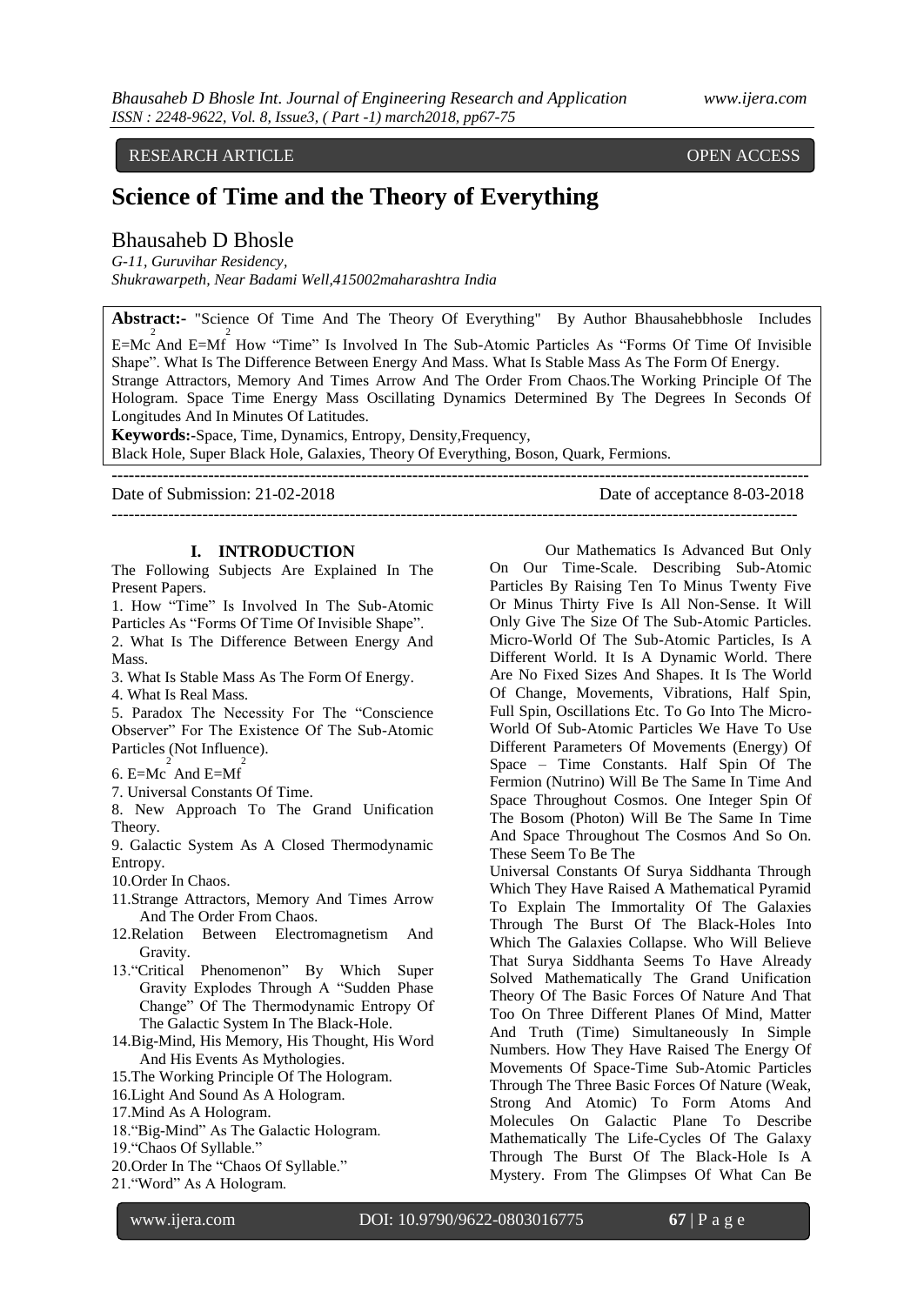RESEARCH ARTICLE OPEN ACCESS

# Science of Time and the Theory of Everything

## Bhausaheb D Bhosle

*G-11, Guruvihar Residency,*
*Shukrawarpeth, Near Badami Well,415002maharashtra India*

**Abstract:-** "Science Of Time And The Theory Of Everything" By Author Bhausahebbhosle Includes $E=Mc^2$ And $E=Mf^2$ How "Time" Is Involved In The Sub-Atomic Particles As "Forms Of Time Of Invisible Shape". What Is The Difference Between Energy And Mass. What Is Stable Mass As The Form Of Energy. Strange Attractors, Memory And Times Arrow And The Order From Chaos.The Working Principle Of The Hologram. Space Time Energy Mass Oscillating Dynamics Determined By The Degrees In Seconds Of Longitudes And In Minutes Of Latitudes.

**Keywords:-**Space, Time, Dynamics, Entropy, Density,Frequency, Black Hole, Super Black Hole, Galaxies, Theory Of Everything, Boson, Quark, Fermions.

---

Date of Submission: 21-02-2018 Date of acceptance 8-03-2018

---

## I. INTRODUCTION

The Following Subjects Are Explained In The Present Papers.

1. How "Time" Is Involved In The Sub-Atomic Particles As "Forms Of Time Of Invisible Shape".
2. What Is The Difference Between Energy And Mass.
3. What Is Stable Mass As The Form Of Energy.
4. What Is Real Mass.
5. Paradox The Necessity For The "Conscience Observer" For The Existence Of The Sub-Atomic Particles (Not Influence).
6. $E=Mc^2$ And $E=Mf^2$
7. Universal Constants Of Time.
8. New Approach To The Grand Unification Theory.
9. Galactic System As A Closed Thermodynamic Entropy.
10. Order In Chaos.
11. Strange Attractors, Memory And Times Arrow And The Order From Chaos.
12. Relation Between Electromagnetism And Gravity.
13. "Critical Phenomenon" By Which Super Gravity Explodes Through A "Sudden Phase Change" Of The Thermodynamic Entropy Of The Galactic System In The Black-Hole.
14. Big-Mind, His Memory, His Thought, His Word And His Events As Mythologies.
15. The Working Principle Of The Hologram.
16. Light And Sound As A Hologram.
17. Mind As A Hologram.
18. "Big-Mind" As The Galactic Hologram.
19. "Chaos Of Syllable."
20. Order In The "Chaos Of Syllable."
21. "Word" As A Hologram.

Our Mathematics Is Advanced But Only On Our Time-Scale. Describing Sub-Atomic Particles By Raising Ten To Minus Twenty Five Or Minus Thirty Five Is All Non-Sense. It Will Only Give The Size Of The Sub-Atomic Particles. Micro-World Of The Sub-Atomic Particles, Is A Different World. It Is A Dynamic World. There Are No Fixed Sizes And Shapes. It Is The World Of Change, Movements, Vibrations, Half Spin, Full Spin, Oscillations Etc. To Go Into The Micro-World Of Sub-Atomic Particles We Have To Use Different Parameters Of Movements (Energy) Of Space – Time Constants. Half Spin Of The Fermion (Nutrino) Will Be The Same In Time And Space Throughout Cosmos. One Integer Spin Of The Bosom (Photon) Will Be The Same In Time And Space Throughout The Cosmos And So On. These Seem To Be The Universal Constants Of Surya Siddhanta Through Which They Have Raised A Mathematical Pyramid To Explain The Immortality Of The Galaxies Through The Burst Of The Black-Holes Into Which The Galaxies Collapse. Who Will Believe That Surya Siddhanta Seems To Have Already Solved Mathematically The Grand Unification Theory Of The Basic Forces Of Nature And That Too On Three Different Planes Of Mind, Matter And Truth (Time) Simultaneously In Simple Numbers. How They Have Raised The Energy Of Movements Of Space-Time Sub-Atomic Particles Through The Three Basic Forces Of Nature (Weak, Strong And Atomic) To Form Atoms And Molecules On Galactic Plane To Describe Mathematically The Life-Cycles Of The Galaxy Through The Burst Of The Black-Hole Is A Mystery. From The Glimpses Of What Can Be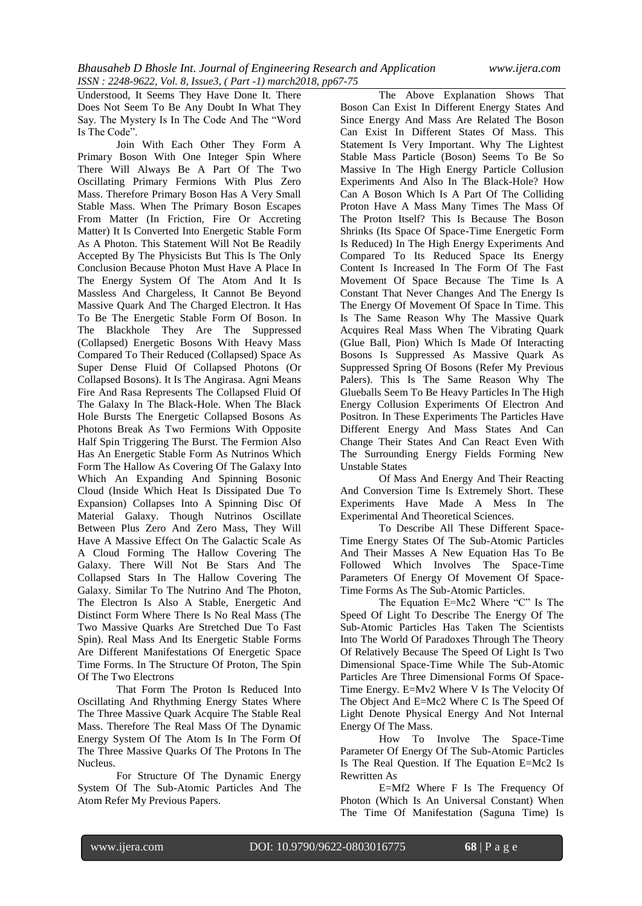Understood, It Seems They Have Done It. There Does Not Seem To Be Any Doubt In What They Say. The Mystery Is In The Code And The "Word Is The Code".

Join With Each Other They Form A Primary Boson With One Integer Spin Where There Will Always Be A Part Of The Two Oscillating Primary Fermions With Plus Zero Mass. Therefore Primary Boson Has A Very Small Stable Mass. When The Primary Boson Escapes From Matter (In Friction, Fire Or Accreting Matter) It Is Converted Into Energetic Stable Form As A Photon. This Statement Will Not Be Readily Accepted By The Physicists But This Is The Only Conclusion Because Photon Must Have A Place In The Energy System Of The Atom And It Is Massless And Chargeless, It Cannot Be Beyond Massive Quark And The Charged Electron. It Has To Be The Energetic Stable Form Of Boson. In The Blackhole They Are The Suppressed (Collapsed) Energetic Bosons With Heavy Mass Compared To Their Reduced (Collapsed) Space As Super Dense Fluid Of Collapsed Photons (Or Collapsed Bosons). It Is The Angirasa. Agni Means Fire And Rasa Represents The Collapsed Fluid Of The Galaxy In The Black-Hole. When The Black Hole Bursts The Energetic Collapsed Bosons As Photons Break As Two Fermions With Opposite Half Spin Triggering The Burst. The Fermion Also Has An Energetic Stable Form As Nutrinos Which Form The Hallow As Covering Of The Galaxy Into Which An Expanding And Spinning Bosonic Cloud (Inside Which Heat Is Dissipated Due To Expansion) Collapses Into A Spinning Disc Of Material Galaxy. Though Nutrinos Oscillate Between Plus Zero And Zero Mass, They Will Have A Massive Effect On The Galactic Scale As A Cloud Forming The Hallow Covering The Galaxy. There Will Not Be Stars And The Collapsed Stars In The Hallow Covering The Galaxy. Similar To The Nutrino And The Photon, The Electron Is Also A Stable, Energetic And Distinct Form Where There Is No Real Mass (The Two Massive Quarks Are Stretched Due To Fast Spin). Real Mass And Its Energetic Stable Forms Are Different Manifestations Of Energetic Space Time Forms. In The Structure Of Proton, The Spin Of The Two Electrons

That Form The Proton Is Reduced Into Oscillating And Rhythming Energy States Where The Three Massive Quark Acquire The Stable Real Mass. Therefore The Real Mass Of The Dynamic Energy System Of The Atom Is In The Form Of The Three Massive Quarks Of The Protons In The Nucleus.

For Structure Of The Dynamic Energy System Of The Sub-Atomic Particles And The Atom Refer My Previous Papers.

The Above Explanation Shows That Boson Can Exist In Different Energy States And Since Energy And Mass Are Related The Boson Can Exist In Different States Of Mass. This Statement Is Very Important. Why The Lightest Stable Mass Particle (Boson) Seems To Be So Massive In The High Energy Particle Collusion Experiments And Also In The Black-Hole? How Can A Boson Which Is A Part Of The Colliding Proton Have A Mass Many Times The Mass Of The Proton Itself? This Is Because The Boson Shrinks (Its Space Of Space-Time Energetic Form Is Reduced) In The High Energy Experiments And Compared To Its Reduced Space Its Energy Content Is Increased In The Form Of The Fast Movement Of Space Because The Time Is A Constant That Never Changes And The Energy Is The Energy Of Movement Of Space In Time. This Is The Same Reason Why The Massive Quark Acquires Real Mass When The Vibrating Quark (Glue Ball, Pion) Which Is Made Of Interacting Bosons Is Suppressed As Massive Quark As Suppressed Spring Of Bosons (Refer My Previous Palers). This Is The Same Reason Why The Glueballs Seem To Be Heavy Particles In The High Energy Collusion Experiments Of Electron And Positron. In These Experiments The Particles Have Different Energy And Mass States And Can Change Their States And Can React Even With The Surrounding Energy Fields Forming New Unstable States

Of Mass And Energy And Their Reacting And Conversion Time Is Extremely Short. These Experiments Have Made A Mess In The Experimental And Theoretical Sciences.

To Describe All These Different Space-Time Energy States Of The Sub-Atomic Particles And Their Masses A New Equation Has To Be Followed Which Involves The Space-Time Parameters Of Energy Of Movement Of Space-Time Forms As The Sub-Atomic Particles.

The Equation $E=Mc2$ Where "C" Is The Speed Of Light To Describe The Energy Of The Sub-Atomic Particles Has Taken The Scientists Into The World Of Paradoxes Through The Theory Of Relatively Because The Speed Of Light Is Two Dimensional Space-Time While The Sub-Atomic Particles Are Three Dimensional Forms Of Space-Time Energy. $E=Mv2$ Where V Is The Velocity Of The Object And $E=Mc2$ Where C Is The Speed Of Light Denote Physical Energy And Not Internal Energy Of The Mass.

How To Involve The Space-Time Parameter Of Energy Of The Sub-Atomic Particles Is The Real Question. If The Equation $E=Mc2$ Is Rewritten As

$E=Mf2$ Where F Is The Frequency Of Photon (Which Is An Universal Constant) When The Time Of Manifestation (Saguna Time) Is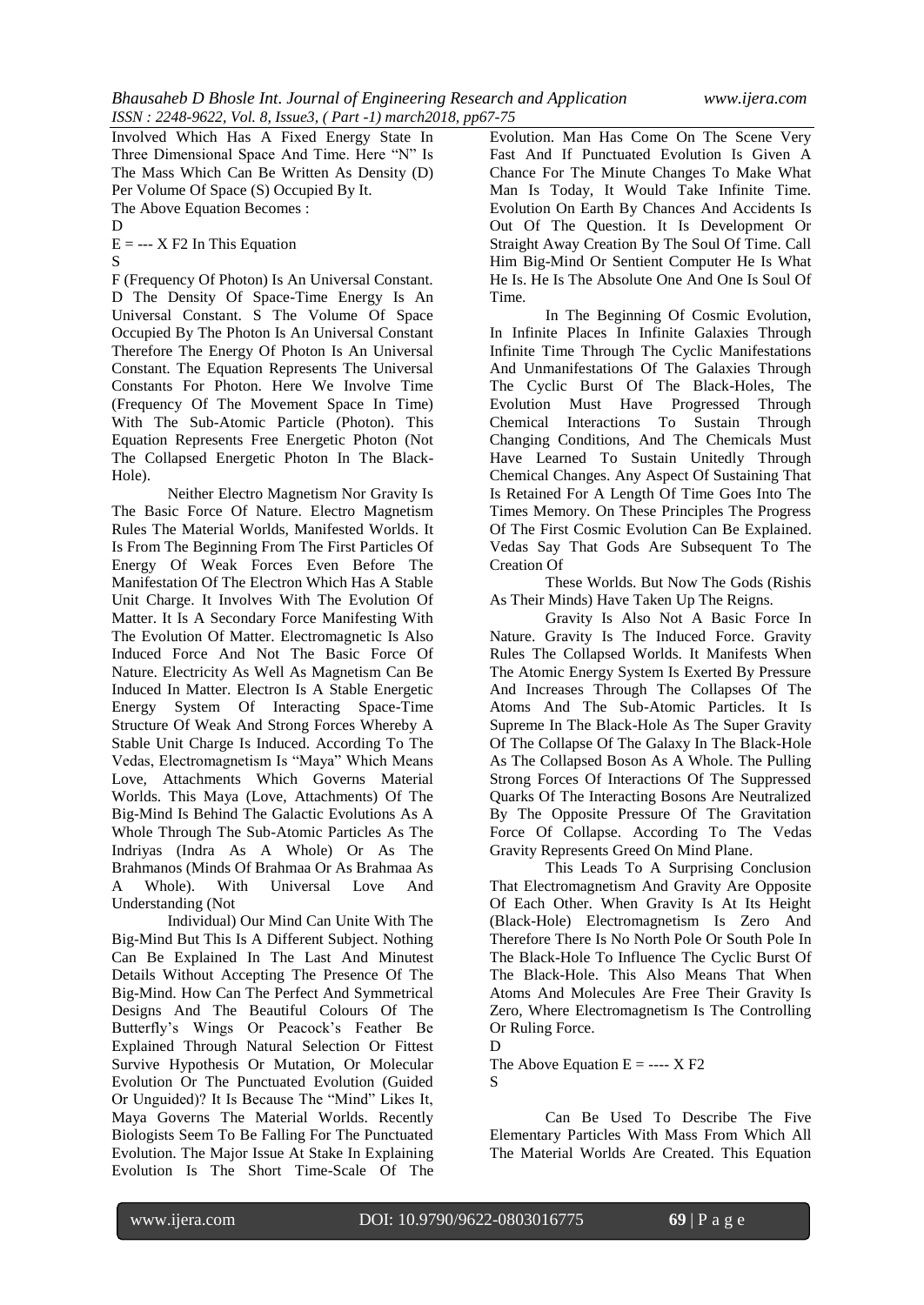Involved Which Has A Fixed Energy State In Three Dimensional Space And Time. Here "N" Is The Mass Which Can Be Written As Density (D) Per Volume Of Space (S) Occupied By It.

The Above Equation Becomes :

$$E = \frac{D}{S} \times F2$$

In This Equation F (Frequency Of Photon) Is An Universal Constant. D The Density Of Space-Time Energy Is An Universal Constant. S The Volume Of Space Occupied By The Photon Is An Universal Constant Therefore The Energy Of Photon Is An Universal Constant. The Equation Represents The Universal Constants For Photon. Here We Involve Time (Frequency Of The Movement Space In Time) With The Sub-Atomic Particle (Photon). This Equation Represents Free Energetic Photon (Not The Collapsed Energetic Photon In The Black-Hole).

Neither Electro Magnetism Nor Gravity Is The Basic Force Of Nature. Electro Magnetism Rules The Material Worlds, Manifested Worlds. It Is From The Beginning From The First Particles Of Energy Of Weak Forces Even Before The Manifestation Of The Electron Which Has A Stable Unit Charge. It Involves With The Evolution Of Matter. It Is A Secondary Force Manifesting With The Evolution Of Matter. Electromagnetic Is Also Induced Force And Not The Basic Force Of Nature. Electricity As Well As Magnetism Can Be Induced In Matter. Electron Is A Stable Energetic Energy System Of Interacting Space-Time Structure Of Weak And Strong Forces Whereby A Stable Unit Charge Is Induced. According To The Vedas, Electromagnetism Is "Maya" Which Means Love, Attachments Which Governs Material Worlds. This Maya (Love, Attachments) Of The Big-Mind Is Behind The Galactic Evolutions As A Whole Through The Sub-Atomic Particles As The Indriyas (Indra As A Whole) Or As The Brahmanos (Minds Of Brahmaa Or As Brahmaa As A Whole). With Universal Love And Understanding (Not

Individual) Our Mind Can Unite With The Big-Mind But This Is A Different Subject. Nothing Can Be Explained In The Last And Minutest Details Without Accepting The Presence Of The Big-Mind. How Can The Perfect And Symmetrical Designs And The Beautiful Colours Of The Butterfly's Wings Or Peacock's Feather Be Explained Through Natural Selection Or Fittest Survive Hypothesis Or Mutation, Or Molecular Evolution Or The Punctuated Evolution (Guided Or Unguided)? It Is Because The "Mind" Likes It, Maya Governs The Material Worlds. Recently Biologists Seem To Be Falling For The Punctuated Evolution. The Major Issue At Stake In Explaining Evolution Is The Short Time-Scale Of The Evolution. Man Has Come On The Scene Very Fast And If Punctuated Evolution Is Given A Chance For The Minute Changes To Make What Man Is Today, It Would Take Infinite Time. Evolution On Earth By Chances And Accidents Is Out Of The Question. It Is Development Or Straight Away Creation By The Soul Of Time. Call Him Big-Mind Or Sentient Computer He Is What He Is. He Is The Absolute One And One Is Soul Of Time.

In The Beginning Of Cosmic Evolution, In Infinite Places In Infinite Galaxies Through Infinite Time Through The Cyclic Manifestations And Unmanifestations Of The Galaxies Through The Cyclic Burst Of The Black-Holes, The Evolution Must Have Progressed Through Chemical Interactions To Sustain Through Changing Conditions, And The Chemicals Must Have Learned To Sustain Unitedly Through Chemical Changes. Any Aspect Of Sustaining That Is Retained For A Length Of Time Goes Into The Times Memory. On These Principles The Progress Of The First Cosmic Evolution Can Be Explained. Vedas Say That Gods Are Subsequent To The Creation Of

These Worlds. But Now The Gods (Rishis As Their Minds) Have Taken Up The Reigns.

Gravity Is Also Not A Basic Force In Nature. Gravity Is The Induced Force. Gravity Rules The Collapsed Worlds. It Manifests When The Atomic Energy System Is Exerted By Pressure And Increases Through The Collapses Of The Atoms And The Sub-Atomic Particles. It Is Supreme In The Black-Hole As The Super Gravity Of The Collapse Of The Galaxy In The Black-Hole As The Collapsed Boson As A Whole. The Pulling Strong Forces Of Interactions Of The Suppressed Quarks Of The Interacting Bosons Are Neutralized By The Opposite Pressure Of The Gravitation Force Of Collapse. According To The Vedas Gravity Represents Greed On Mind Plane.

This Leads To A Surprising Conclusion That Electromagnetism And Gravity Are Opposite Of Each Other. When Gravity Is At Its Height (Black-Hole) Electromagnetism Is Zero And Therefore There Is No North Pole Or South Pole In The Black-Hole To Influence The Cyclic Burst Of The Black-Hole. This Also Means That When Atoms And Molecules Are Free Their Gravity Is Zero, Where Electromagnetism Is The Controlling Or Ruling Force.

The Above Equation $E = \frac{D}{S} \times F2$

Can Be Used To Describe The Five Elementary Particles With Mass From Which All The Material Worlds Are Created. This Equation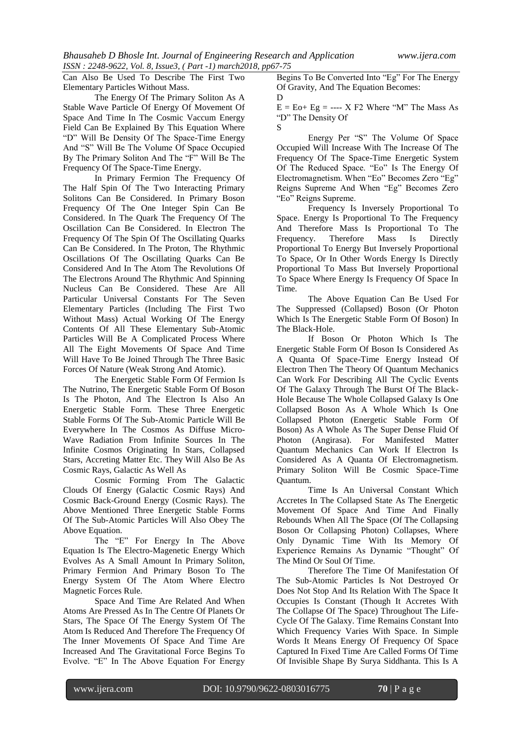Can Also Be Used To Describe The First Two Elementary Particles Without Mass.

The Energy Of The Primary Soliton As A Stable Wave Particle Of Energy Of Movement Of Space And Time In The Cosmic Vaccum Energy Field Can Be Explained By This Equation Where "D" Will Be Density Of The Space-Time Energy And "S" Will Be The Volume Of Space Occupied By The Primary Soliton And The "F" Will Be The Frequency Of The Space-Time Energy.

In Primary Fermion The Frequency Of The Half Spin Of The Two Interacting Primary Solitons Can Be Considered. In Primary Boson Frequency Of The One Integer Spin Can Be Considered. In The Quark The Frequency Of The Oscillation Can Be Considered. In Electron The Frequency Of The Spin Of The Oscillating Quarks Can Be Considered. In The Proton, The Rhythmic Oscillations Of The Oscillating Quarks Can Be Considered And In The Atom The Revolutions Of The Electrons Around The Rhythmic And Spinning Nucleus Can Be Considered. These Are All Particular Universal Constants For The Seven Elementary Particles (Including The First Two Without Mass) Actual Working Of The Energy Contents Of All These Elementary Sub-Atomic Particles Will Be A Complicated Process Where All The Eight Movements Of Space And Time Will Have To Be Joined Through The Three Basic Forces Of Nature (Weak Strong And Atomic).

The Energetic Stable Form Of Fermion Is The Nutrino, The Energetic Stable Form Of Boson Is The Photon, And The Electron Is Also An Energetic Stable Form. These Three Energetic Stable Forms Of The Sub-Atomic Particle Will Be Everywhere In The Cosmos As Diffuse Micro-Wave Radiation From Infinite Sources In The Infinite Cosmos Originating In Stars, Collapsed Stars, Accreting Matter Etc. They Will Also Be As Cosmic Rays, Galactic As Well As

Cosmic Forming From The Galactic Clouds Of Energy (Galactic Cosmic Rays) And Cosmic Back-Ground Energy (Cosmic Rays). The Above Mentioned Three Energetic Stable Forms Of The Sub-Atomic Particles Will Also Obey The Above Equation.

The "E" For Energy In The Above Equation Is The Electro-Magenetic Energy Which Evolves As A Small Amount In Primary Soliton, Primary Fermion And Primary Boson To The Energy System Of The Atom Where Electro Magnetic Forces Rule.

Space And Time Are Related And When Atoms Are Pressed As In The Centre Of Planets Or Stars, The Space Of The Energy System Of The Atom Is Reduced And Therefore The Frequency Of The Inner Movements Of Space And Time Are Increased And The Gravitational Force Begins To Evolve. "E" In The Above Equation For Energy Begins To Be Converted Into "Eg" For The Energy Of Gravity, And The Equation Becomes:

$$E = Eo + Eg = \frac{D}{S} \times F2$$

Where "M" The Mass As "D" The Density Of Energy Per "S" The Volume Of Space Occupied Will Increase With The Increase Of The Frequency Of The Space-Time Energetic System Of The Reduced Space. "Eo" Is The Energy Of Electromagnetism. When "Eo" Becomes Zero "Eg" Reigns Supreme And When "Eg" Becomes Zero "Eo" Reigns Supreme.

Frequency Is Inversely Proportional To Space. Energy Is Proportional To The Frequency And Therefore Mass Is Proportional To The Frequency. Therefore Mass Is Directly Proportional To Energy But Inversely Proportional To Space, Or In Other Words Energy Is Directly Proportional To Mass But Inversely Proportional To Space Where Energy Is Frequency Of Space In Time.

The Above Equation Can Be Used For The Suppressed (Collapsed) Boson (Or Photon Which Is The Energetic Stable Form Of Boson) In The Black-Hole.

If Boson Or Photon Which Is The Energetic Stable Form Of Boson Is Considered As A Quanta Of Space-Time Energy Instead Of Electron Then The Theory Of Quantum Mechanics Can Work For Describing All The Cyclic Events Of The Galaxy Through The Burst Of The Black-Hole Because The Whole Collapsed Galaxy Is One Collapsed Boson As A Whole Which Is One Collapsed Photon (Energetic Stable Form Of Boson) As A Whole As The Super Dense Fluid Of Photon (Angirasa). For Manifested Matter Quantum Mechanics Can Work If Electron Is Considered As A Quanta Of Electromagnetism. Primary Soliton Will Be Cosmic Space-Time Quantum.

Time Is An Universal Constant Which Accretes In The Collapsed State As The Energetic Movement Of Space And Time And Finally Rebounds When All The Space (Of The Collapsing Boson Or Collapsing Photon) Collapses, Where Only Dynamic Time With Its Memory Of Experience Remains As Dynamic "Thought" Of The Mind Or Soul Of Time.

Therefore The Time Of Manifestation Of The Sub-Atomic Particles Is Not Destroyed Or Does Not Stop And Its Relation With The Space It Occupies Is Constant (Though It Accretes With The Collapse Of The Space) Throughout The Life-Cycle Of The Galaxy. Time Remains Constant Into Which Frequency Varies With Space. In Simple Words It Means Energy Of Frequency Of Space Captured In Fixed Time Are Called Forms Of Time Of Invisible Shape By Surya Siddhanta. This Is A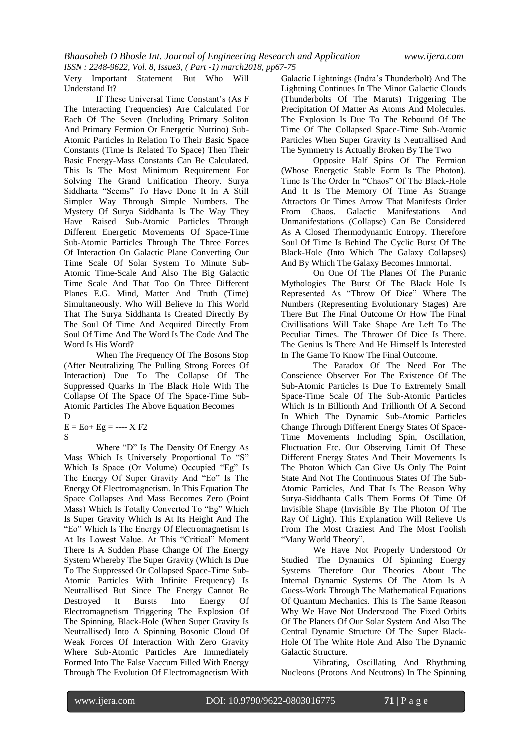Very Important Statement But Who Will Understand It?

If These Universal Time Constant's (As F The Interacting Frequencies) Are Calculated For Each Of The Seven (Including Primary Soliton And Primary Fermion Or Energetic Nutrino) Sub-Atomic Particles In Relation To Their Basic Space Constants (Time Is Related To Space) Then Their Basic Energy-Mass Constants Can Be Calculated. This Is The Most Minimum Requirement For Solving The Grand Unification Theory. Surya Siddharta "Seems" To Have Done It In A Still Simpler Way Through Simple Numbers. The Mystery Of Surya Siddhanta Is The Way They Have Raised Sub-Atomic Particles Through Different Energetic Movements Of Space-Time Sub-Atomic Particles Through The Three Forces Of Interaction On Galactic Plane Converting Our Time Scale Of Solar System To Minute Sub-Atomic Time-Scale And Also The Big Galactic Time Scale And That Too On Three Different Planes E.G. Mind, Matter And Truth (Time) Simultaneously. Who Will Believe In This World That The Surya Siddhanta Is Created Directly By The Soul Of Time And Acquired Directly From Soul Of Time And The Word Is The Code And The Word Is His Word?

When The Frequency Of The Bosons Stop (After Neutralizing The Pulling Strong Forces Of Interaction) Due To The Collapse Of The Suppressed Quarks In The Black Hole With The Collapse Of The Space Of The Space-Time Sub-Atomic Particles The Above Equation Becomes

$$E = Eo + Eg = \frac{D}{S} \times F2$$

Where "D" Is The Density Of Energy As Mass Which Is Universely Proportional To "S" Which Is Space (Or Volume) Occupied "Eg" Is The Energy Of Super Gravity And "Eo" Is The Energy Of Electromagnetism. In This Equation The Space Collapses And Mass Becomes Zero (Point Mass) Which Is Totally Converted To "Eg" Which Is Super Gravity Which Is At Its Height And The "Eo" Which Is The Energy Of Electromagnetism Is At Its Lowest Value. At This "Critical" Moment There Is A Sudden Phase Change Of The Energy System Whereby The Super Gravity (Which Is Due To The Suppressed Or Collapsed Space-Time Sub-Atomic Particles With Infinite Frequency) Is Neutrallised But Since The Energy Cannot Be Destroyed It Bursts Into Energy Of Electromagnetism Triggering The Explosion Of The Spinning, Black-Hole (When Super Gravity Is Neutrallised) Into A Spinning Bosonic Cloud Of Weak Forces Of Interaction With Zero Gravity Where Sub-Atomic Particles Are Immediately Formed Into The False Vaccum Filled With Energy Through The Evolution Of Electromagnetism With Galactic Lightnings (Indra's Thunderbolt) And The Lightning Continues In The Minor Galactic Clouds (Thunderbolts Of The Maruts) Triggering The Precipitation Of Matter As Atoms And Molecules. The Explosion Is Due To The Rebound Of The Time Of The Collapsed Space-Time Sub-Atomic Particles When Super Gravity Is Neutrallised And The Symmetry Is Actually Broken By The Two

Opposite Half Spins Of The Fermion (Whose Energetic Stable Form Is The Photon). Time Is The Order In "Chaos" Of The Black-Hole And It Is The Memory Of Time As Strange Attractors Or Times Arrow That Manifests Order From Chaos. Galactic Manifestations And Unmanifestations (Collapse) Can Be Considered As A Closed Thermodynamic Entropy. Therefore Soul Of Time Is Behind The Cyclic Burst Of The Black-Hole (Into Which The Galaxy Collapses) And By Which The Galaxy Becomes Immortal.

On One Of The Planes Of The Puranic Mythologies The Burst Of The Black Hole Is Represented As "Throw Of Dice" Where The Numbers (Representing Evolutionary Stages) Are There But The Final Outcome Or How The Final Civillisations Will Take Shape Are Left To The Peculiar Times. The Thrower Of Dice Is There. The Genius Is There And He Himself Is Interested In The Game To Know The Final Outcome.

The Paradox Of The Need For The Conscience Observer For The Existence Of The Sub-Atomic Particles Is Due To Extremely Small Space-Time Scale Of The Sub-Atomic Particles Which Is In Billionth And Trillionth Of A Second In Which The Dynamic Sub-Atomic Particles Change Through Different Energy States Of Space-Time Movements Including Spin, Oscillation, Fluctuation Etc. Our Observing Limit Of These Different Energy States And Their Movements Is The Photon Which Can Give Us Only The Point State And Not The Continuous States Of The Sub-Atomic Particles, And That Is The Reason Why Surya-Siddhanta Calls Them Forms Of Time Of Invisible Shape (Invisible By The Photon Of The Ray Of Light). This Explanation Will Relieve Us From The Most Craziest And The Most Foolish "Many World Theory".

We Have Not Properly Understood Or Studied The Dynamics Of Spinning Energy Systems Therefore Our Theories About The Internal Dynamic Systems Of The Atom Is A Guess-Work Through The Mathematical Equations Of Quantum Mechanics. This Is The Same Reason Why We Have Not Understood The Fixed Orbits Of The Planets Of Our Solar System And Also The Central Dynamic Structure Of The Super Black-Hole Of The White Hole And Also The Dynamic Galactic Structure.

Vibrating, Oscillating And Rhythming Nucleons (Protons And Neutrons) In The Spinning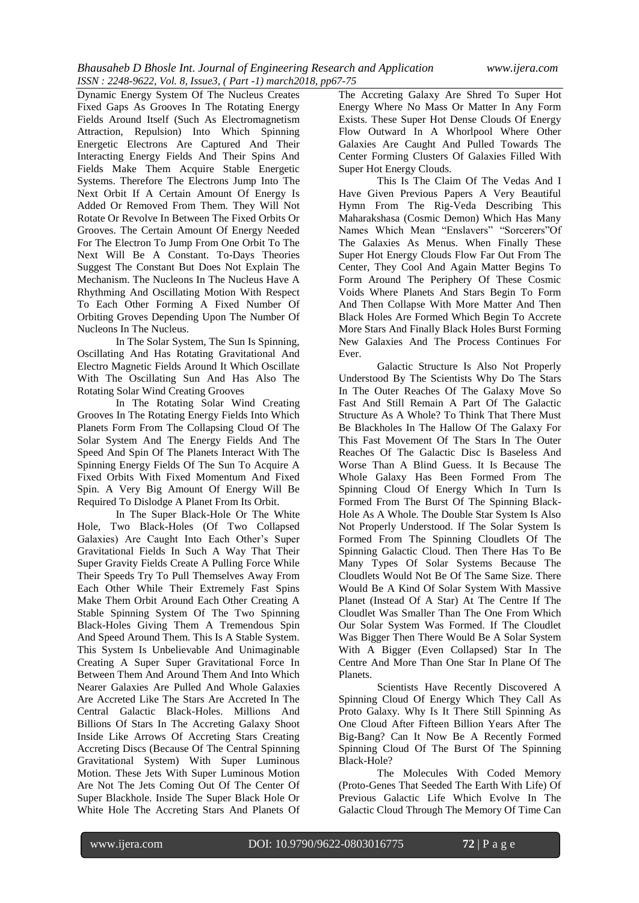Dynamic Energy System Of The Nucleus Creates Fixed Gaps As Grooves In The Rotating Energy Fields Around Itself (Such As Electromagnetism Attraction, Repulsion) Into Which Spinning Energetic Electrons Are Captured And Their Interacting Energy Fields And Their Spins And Fields Make Them Acquire Stable Energetic Systems. Therefore The Electrons Jump Into The Next Orbit If A Certain Amount Of Energy Is Added Or Removed From Them. They Will Not Rotate Or Revolve In Between The Fixed Orbits Or Grooves. The Certain Amount Of Energy Needed For The Electron To Jump From One Orbit To The Next Will Be A Constant. To-Days Theories Suggest The Constant But Does Not Explain The Mechanism. The Nucleons In The Nucleus Have A Rhythming And Oscillating Motion With Respect To Each Other Forming A Fixed Number Of Orbiting Groves Depending Upon The Number Of Nucleons In The Nucleus.

In The Solar System, The Sun Is Spinning, Oscillating And Has Rotating Gravitational And Electro Magnetic Fields Around It Which Oscillate With The Oscillating Sun And Has Also The Rotating Solar Wind Creating Grooves

In The Rotating Solar Wind Creating Grooves In The Rotating Energy Fields Into Which Planets Form From The Collapsing Cloud Of The Solar System And The Energy Fields And The Speed And Spin Of The Planets Interact With The Spinning Energy Fields Of The Sun To Acquire A Fixed Orbits With Fixed Momentum And Fixed Spin. A Very Big Amount Of Energy Will Be Required To Dislodge A Planet From Its Orbit.

In The Super Black-Hole Or The White Hole, Two Black-Holes (Of Two Collapsed Galaxies) Are Caught Into Each Other's Super Gravitational Fields In Such A Way That Their Super Gravity Fields Create A Pulling Force While Their Speeds Try To Pull Themselves Away From Each Other While Their Extremely Fast Spins Make Them Orbit Around Each Other Creating A Stable Spinning System Of The Two Spinning Black-Holes Giving Them A Tremendous Spin And Speed Around Them. This Is A Stable System. This System Is Unbelievable And Unimaginable Creating A Super Super Gravitational Force In Between Them And Around Them And Into Which Nearer Galaxies Are Pulled And Whole Galaxies Are Accreted Like The Stars Are Accreted In The Central Galactic Black-Holes. Millions And Billions Of Stars In The Accreting Galaxy Shoot Inside Like Arrows Of Accreting Stars Creating Accreting Discs (Because Of The Central Spinning Gravitational System) With Super Luminous Motion. These Jets With Super Luminous Motion Are Not The Jets Coming Out Of The Center Of Super Blackhole. Inside The Super Black Hole Or White Hole The Accreting Stars And Planets Of The Accreting Galaxy Are Shred To Super Hot Energy Where No Mass Or Matter In Any Form Exists. These Super Hot Dense Clouds Of Energy Flow Outward In A Whorlpool Where Other Galaxies Are Caught And Pulled Towards The Center Forming Clusters Of Galaxies Filled With Super Hot Energy Clouds.

This Is The Claim Of The Vedas And I Have Given Previous Papers A Very Beautiful Hymn From The Rig-Veda Describing This Maharakshasa (Cosmic Demon) Which Has Many Names Which Mean "Enslavers" "Sorcerers"Of The Galaxies As Menus. When Finally These Super Hot Energy Clouds Flow Far Out From The Center, They Cool And Again Matter Begins To Form Around The Periphery Of These Cosmic Voids Where Planets And Stars Begin To Form And Then Collapse With More Matter And Then Black Holes Are Formed Which Begin To Accrete More Stars And Finally Black Holes Burst Forming New Galaxies And The Process Continues For Ever.

Galactic Structure Is Also Not Properly Understood By The Scientists Why Do The Stars In The Outer Reaches Of The Galaxy Move So Fast And Still Remain A Part Of The Galactic Structure As A Whole? To Think That There Must Be Blackholes In The Hallow Of The Galaxy For This Fast Movement Of The Stars In The Outer Reaches Of The Galactic Disc Is Baseless And Worse Than A Blind Guess. It Is Because The Whole Galaxy Has Been Formed From The Spinning Cloud Of Energy Which In Turn Is Formed From The Burst Of The Spinning Black-Hole As A Whole. The Double Star System Is Also Not Properly Understood. If The Solar System Is Formed From The Spinning Cloudlets Of The Spinning Galactic Cloud. Then There Has To Be Many Types Of Solar Systems Because The Cloudlets Would Not Be Of The Same Size. There Would Be A Kind Of Solar System With Massive Planet (Instead Of A Star) At The Centre If The Cloudlet Was Smaller Than The One From Which Our Solar System Was Formed. If The Cloudlet Was Bigger Then There Would Be A Solar System With A Bigger (Even Collapsed) Star In The Centre And More Than One Star In Plane Of The Planets.

Scientists Have Recently Discovered A Spinning Cloud Of Energy Which They Call As Proto Galaxy. Why Is It There Still Spinning As One Cloud After Fifteen Billion Years After The Big-Bang? Can It Now Be A Recently Formed Spinning Cloud Of The Burst Of The Spinning Black-Hole?

The Molecules With Coded Memory (Proto-Genes That Seeded The Earth With Life) Of Previous Galactic Life Which Evolve In The Galactic Cloud Through The Memory Of Time Can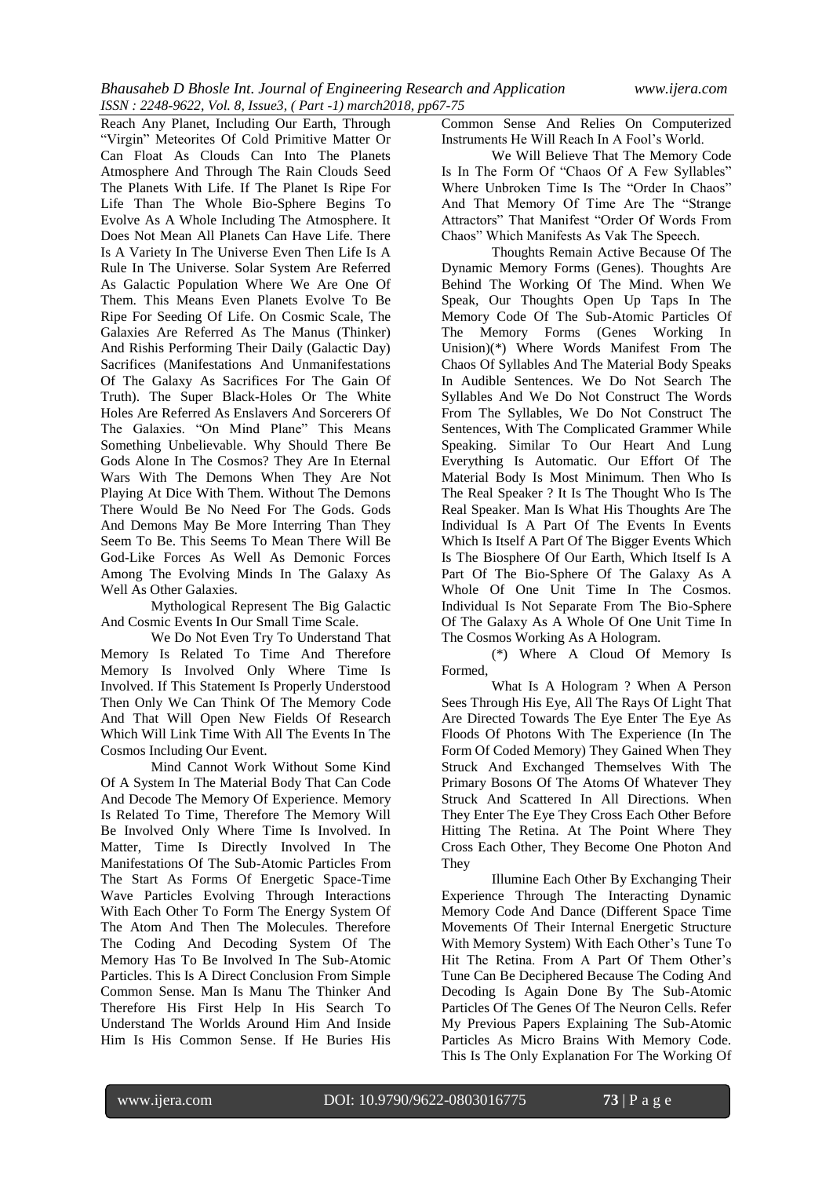Reach Any Planet, Including Our Earth, Through "Virgin" Meteorites Of Cold Primitive Matter Or Can Float As Clouds Can Into The Planets Atmosphere And Through The Rain Clouds Seed The Planets With Life. If The Planet Is Ripe For Life Than The Whole Bio-Sphere Begins To Evolve As A Whole Including The Atmosphere. It Does Not Mean All Planets Can Have Life. There Is A Variety In The Universe Even Then Life Is A Rule In The Universe. Solar System Are Referred As Galactic Population Where We Are One Of Them. This Means Even Planets Evolve To Be Ripe For Seeding Of Life. On Cosmic Scale, The Galaxies Are Referred As The Manus (Thinker) And Rishis Performing Their Daily (Galactic Day) Sacrifices (Manifestations And Unmanifestations Of The Galaxy As Sacrifices For The Gain Of Truth). The Super Black-Holes Or The White Holes Are Referred As Enslavers And Sorcerers Of The Galaxies. "On Mind Plane" This Means Something Unbelievable. Why Should There Be Gods Alone In The Cosmos? They Are In Eternal Wars With The Demons When They Are Not Playing At Dice With Them. Without The Demons There Would Be No Need For The Gods. Gods And Demons May Be More Interring Than They Seem To Be. This Seems To Mean There Will Be God-Like Forces As Well As Demonic Forces Among The Evolving Minds In The Galaxy As Well As Other Galaxies.

Mythological Represent The Big Galactic And Cosmic Events In Our Small Time Scale.

We Do Not Even Try To Understand That Memory Is Related To Time And Therefore Memory Is Involved Only Where Time Is Involved. If This Statement Is Properly Understood Then Only We Can Think Of The Memory Code And That Will Open New Fields Of Research Which Will Link Time With All The Events In The Cosmos Including Our Event.

Mind Cannot Work Without Some Kind Of A System In The Material Body That Can Code And Decode The Memory Of Experience. Memory Is Related To Time, Therefore The Memory Will Be Involved Only Where Time Is Involved. In Matter, Time Is Directly Involved In The Manifestations Of The Sub-Atomic Particles From The Start As Forms Of Energetic Space-Time Wave Particles Evolving Through Interactions With Each Other To Form The Energy System Of The Atom And Then The Molecules. Therefore The Coding And Decoding System Of The Memory Has To Be Involved In The Sub-Atomic Particles. This Is A Direct Conclusion From Simple Common Sense. Man Is Manu The Thinker And Therefore His First Help In His Search To Understand The Worlds Around Him And Inside Him Is His Common Sense. If He Buries His Common Sense And Relies On Computerized Instruments He Will Reach In A Fool's World.

We Will Believe That The Memory Code Is In The Form Of "Chaos Of A Few Syllables" Where Unbroken Time Is The "Order In Chaos" And That Memory Of Time Are The "Strange Attractors" That Manifest "Order Of Words From Chaos" Which Manifests As Vak The Speech.

Thoughts Remain Active Because Of The Dynamic Memory Forms (Genes). Thoughts Are Behind The Working Of The Mind. When We Speak, Our Thoughts Open Up Taps In The Memory Code Of The Sub-Atomic Particles Of The Memory Forms (Genes Working In Unision)(*) Where Words Manifest From The Chaos Of Syllables And The Material Body Speaks In Audible Sentences. We Do Not Search The Syllables And We Do Not Construct The Words From The Syllables, We Do Not Construct The Sentences, With The Complicated Grammer While Speaking. Similar To Our Heart And Lung Everything Is Automatic. Our Effort Of The Material Body Is Most Minimum. Then Who Is The Real Speaker ? It Is The Thought Who Is The Real Speaker. Man Is What His Thoughts Are The Individual Is A Part Of The Events In Events Which Is Itself A Part Of The Bigger Events Which Is The Biosphere Of Our Earth, Which Itself Is A Part Of The Bio-Sphere Of The Galaxy As A Whole Of One Unit Time In The Cosmos. Individual Is Not Separate From The Bio-Sphere Of The Galaxy As A Whole Of One Unit Time In The Cosmos Working As A Hologram.

(*) Where A Cloud Of Memory Is Formed,

What Is A Hologram ? When A Person Sees Through His Eye, All The Rays Of Light That Are Directed Towards The Eye Enter The Eye As Floods Of Photons With The Experience (In The Form Of Coded Memory) They Gained When They Struck And Exchanged Themselves With The Primary Bosons Of The Atoms Of Whatever They Struck And Scattered In All Directions. When They Enter The Eye They Cross Each Other Before Hitting The Retina. At The Point Where They Cross Each Other, They Become One Photon And They

Illumine Each Other By Exchanging Their Experience Through The Interacting Dynamic Memory Code And Dance (Different Space Time Movements Of Their Internal Energetic Structure With Memory System) With Each Other's Tune To Hit The Retina. From A Part Of Them Other's Tune Can Be Deciphered Because The Coding And Decoding Is Again Done By The Sub-Atomic Particles Of The Genes Of The Neuron Cells. Refer My Previous Papers Explaining The Sub-Atomic Particles As Micro Brains With Memory Code. This Is The Only Explanation For The Working Of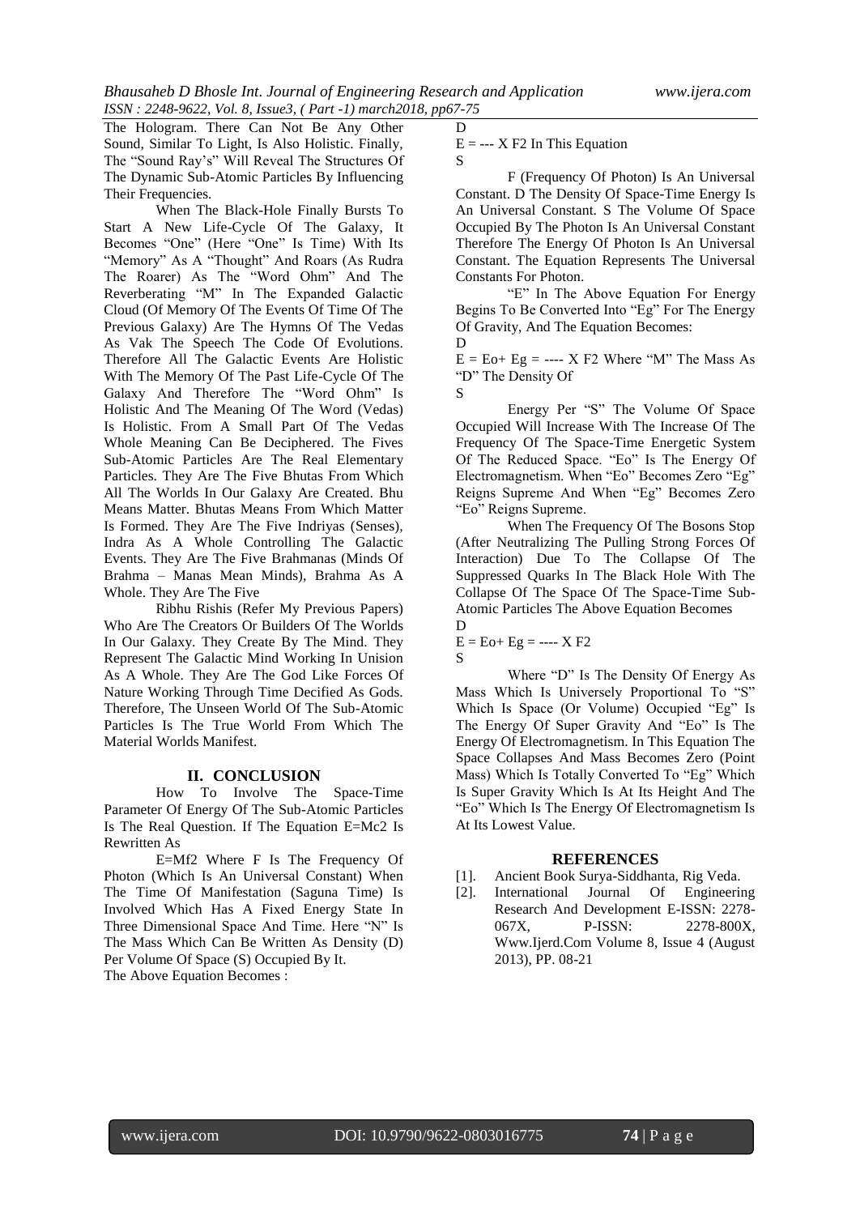The Hologram. There Can Not Be Any Other Sound, Similar To Light, Is Also Holistic. Finally, The "Sound Ray's" Will Reveal The Structures Of The Dynamic Sub-Atomic Particles By Influencing Their Frequencies.

When The Black-Hole Finally Bursts To Start A New Life-Cycle Of The Galaxy, It Becomes "One" (Here "One" Is Time) With Its "Memory" As A "Thought" And Roars (As Rudra The Roarer) As The "Word Ohm" And The Reverberating "M" In The Expanded Galactic Cloud (Of Memory Of The Events Of Time Of The Previous Galaxy) Are The Hymns Of The Vedas As Vak The Speech The Code Of Evolutions. Therefore All The Galactic Events Are Holistic With The Memory Of The Past Life-Cycle Of The Galaxy And Therefore The "Word Ohm" Is Holistic And The Meaning Of The Word (Vedas) Is Holistic. From A Small Part Of The Vedas Whole Meaning Can Be Deciphered. The Fives Sub-Atomic Particles Are The Real Elementary Particles. They Are The Five Bhutas From Which All The Worlds In Our Galaxy Are Created. Bhu Means Matter. Bhutas Means From Which Matter Is Formed. They Are The Five Indriyas (Senses), Indra As A Whole Controlling The Galactic Events. They Are The Five Brahmanas (Minds Of Brahma – Manas Mean Minds), Brahma As A Whole. They Are The Five

Ribhu Rishis (Refer My Previous Papers) Who Are The Creators Or Builders Of The Worlds In Our Galaxy. They Create By The Mind. They Represent The Galactic Mind Working In Unision As A Whole. They Are The God Like Forces Of Nature Working Through Time Decified As Gods. Therefore, The Unseen World Of The Sub-Atomic Particles Is The True World From Which The Material Worlds Manifest.

## II. CONCLUSION

How To Involve The Space-Time Parameter Of Energy Of The Sub-Atomic Particles Is The Real Question. If The Equation E=Mc2 Is Rewritten As

E=Mf2 Where F Is The Frequency Of Photon (Which Is An Universal Constant) When The Time Of Manifestation (Saguna Time) Is Involved Which Has A Fixed Energy State In Three Dimensional Space And Time. Here "N" Is The Mass Which Can Be Written As Density (D) Per Volume Of Space (S) Occupied By It.

The Above Equation Becomes :

$$E = \frac{D}{S} \times F2$$

In This Equation

F (Frequency Of Photon) Is An Universal Constant. D The Density Of Space-Time Energy Is An Universal Constant. S The Volume Of Space Occupied By The Photon Is An Universal Constant Therefore The Energy Of Photon Is An Universal Constant. The Equation Represents The Universal Constants For Photon.

"E" In The Above Equation For Energy Begins To Be Converted Into "Eg" For The Energy Of Gravity, And The Equation Becomes:

$$E = Eo + Eg = \frac{D}{S} \times F2$$

Where "M" The Mass As "D" The Density Of Energy Per "S" The Volume Of Space Occupied Will Increase With The Increase Of The Frequency Of The Space-Time Energetic System Of The Reduced Space. "Eo" Is The Energy Of Electromagnetism. When "Eo" Becomes Zero "Eg" Reigns Supreme And When "Eg" Becomes Zero "Eo" Reigns Supreme.

When The Frequency Of The Bosons Stop (After Neutralizing The Pulling Strong Forces Of Interaction) Due To The Collapse Of The Suppressed Quarks In The Black Hole With The Collapse Of The Space Of The Space-Time Sub-Atomic Particles The Above Equation Becomes

$$E = Eo + Eg = \frac{D}{S} \times F2$$

Where "D" Is The Density Of Energy As Mass Which Is Universely Proportional To "S" Which Is Space (Or Volume) Occupied "Eg" Is The Energy Of Super Gravity And "Eo" Is The Energy Of Electromagnetism. In This Equation The Space Collapses And Mass Becomes Zero (Point Mass) Which Is Totally Converted To "Eg" Which Is Super Gravity Which Is At Its Height And The "Eo" Which Is The Energy Of Electromagnetism Is At Its Lowest Value.

## REFERENCES

[1]. Ancient Book Surya-Siddhanta, Rig Veda.

[2]. International Journal Of Engineering Research And Development E-ISSN: 2278-067X, P-ISSN: 2278-800X, Www.Ijerd.Com Volume 8, Issue 4 (August 2013), PP. 08-21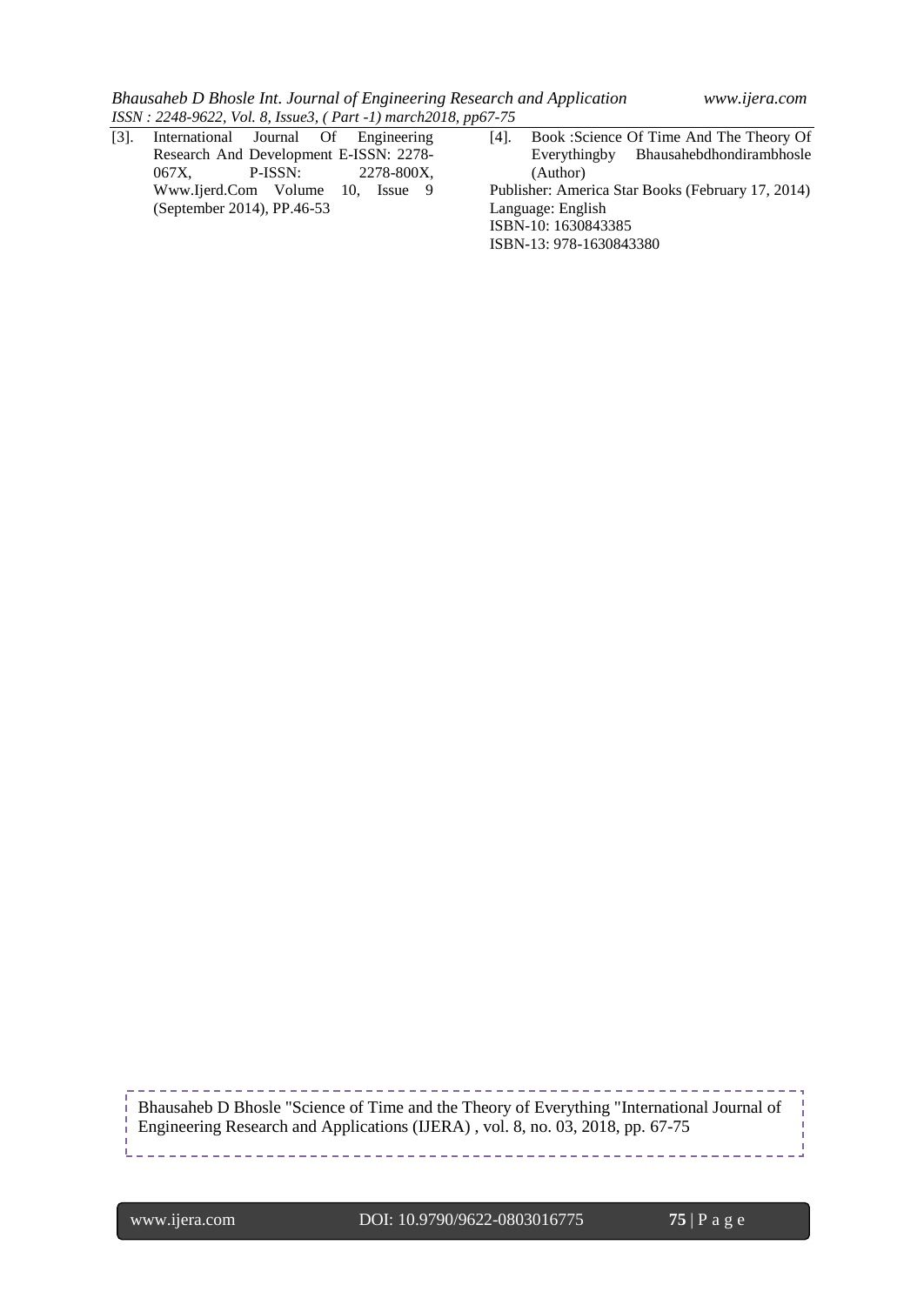[3]. International Journal Of Engineering Research And Development E-ISSN: 2278-067X, P-ISSN: 2278-800X, Www.Ijerd.Com Volume 10, Issue 9 (September 2014), PP.46-53

[4]. Book :Science Of Time And The Theory Of Everythingby Bhausahebdhondirambhosle (Author)

Publisher: America Star Books (February 17, 2014)
Language: English
ISBN-10: 1630843385
ISBN-13: 978-1630843380

Bhausaheb D Bhosle "Science of Time and the Theory of Everything "International Journal of Engineering Research and Applications (IJERA) , vol. 8, no. 03, 2018, pp. 67-75